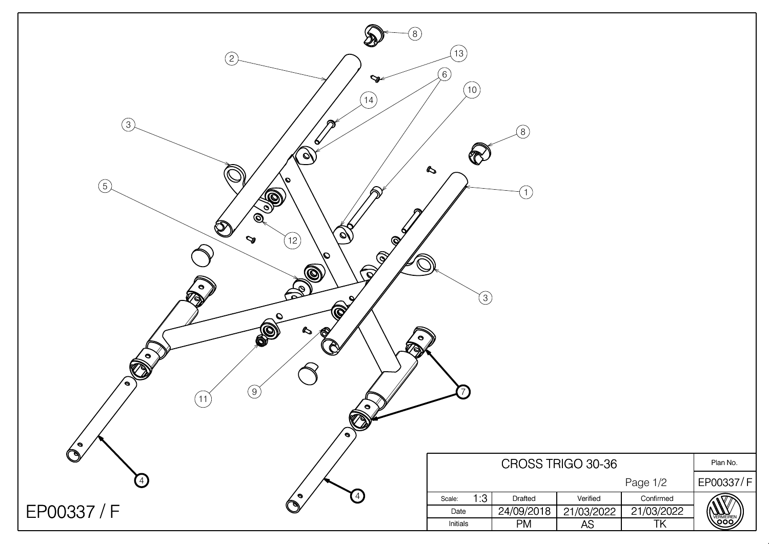EP00337 / F

| CROSS TRIGO 30-36 | | | | Plan No. |
|---|---|---|---|---|
| | | | Page 1/2 | EP00337 / F |
| Scale: 1:3 | Drafted | Verified | Confirmed | |
| Date | 24/09/2018 | 21/03/2022 | 21/03/2022 | |
| Initials | PM | AS | TK | VERMEIREN |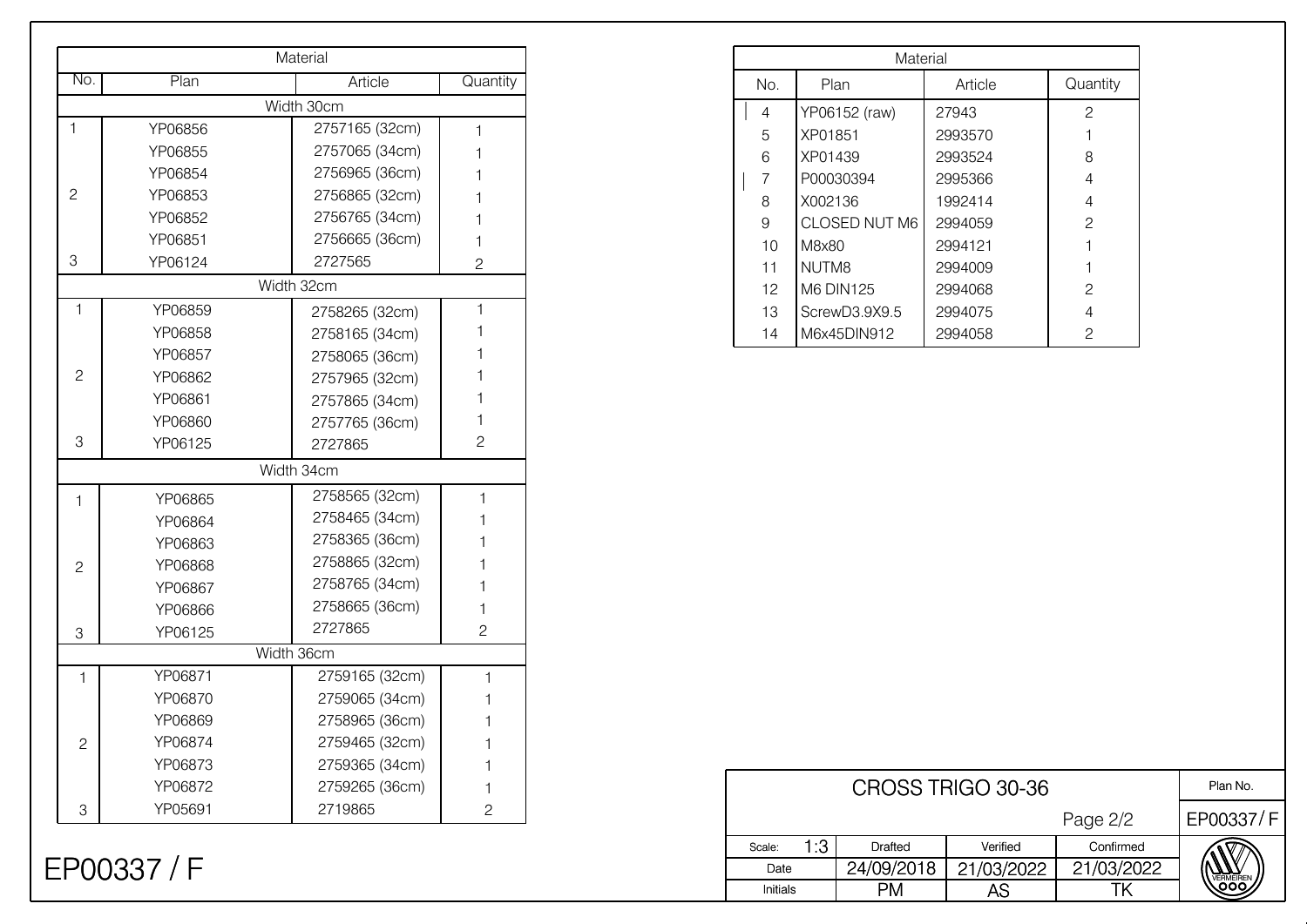| Material | | | |
|---|---|---|---|
| No. | Plan | Article | Quantity |
| Width 30cm | | | |
| 1 | YP06856 | 2757165 (32cm) | 1 |
| | YP06855 | 2757065 (34cm) | 1 |
| | YP06854 | 2756965 (36cm) | 1 |
| 2 | YP06853 | 2756865 (32cm) | 1 |
| | YP06852 | 2756765 (34cm) | 1 |
| | YP06851 | 2756665 (36cm) | 1 |
| 3 | YP06124 | 2727565 | 2 |
| Width 32cm | | | |
| 1 | YP06859 | 2758265 (32cm) | 1 |
| | YP06858 | 2758165 (34cm) | 1 |
| | YP06857 | 2758065 (36cm) | 1 |
| 2 | YP06862 | 2757965 (32cm) | 1 |
| | YP06861 | 2757865 (34cm) | 1 |
| | YP06860 | 2757765 (36cm) | 1 |
| 3 | YP06125 | 2727865 | 2 |
| Width 34cm | | | |
| 1 | YP06865 | 2758565 (32cm) | 1 |
| | YP06864 | 2758465 (34cm) | 1 |
| | YP06863 | 2758365 (36cm) | 1 |
| 2 | YP06868 | 2758865 (32cm) | 1 |
| | YP06867 | 2758765 (34cm) | 1 |
| | YP06866 | 2758665 (36cm) | 1 |
| 3 | YP06125 | 2727865 | 2 |
| Width 36cm | | | |
| 1 | YP06871 | 2759165 (32cm) | 1 |
| | YP06870 | 2759065 (34cm) | 1 |
| | YP06869 | 2758965 (36cm) | 1 |
| 2 | YP06874 | 2759465 (32cm) | 1 |
| | YP06873 | 2759365 (34cm) | 1 |
| | YP06872 | 2759265 (36cm) | 1 |
| 3 | YP05691 | 2719865 | 2 |

EP00337 / F

| Material | | | |
|---|---|---|---|
| No. | Plan | Article | Quantity |
| 4 | YP06152 (raw) | 27943 | 2 |
| 5 | XP01851 | 2993570 | 1 |
| 6 | XP01439 | 2993524 | 8 |
| 7 | P00030394 | 2995366 | 4 |
| 8 | X002136 | 1992414 | 4 |
| 9 | CLOSED NUT M6 | 2994059 | 2 |
| 10 | M8x80 | 2994121 | 1 |
| 11 | NUTM8 | 2994009 | 1 |
| 12 | M6 DIN125 | 2994068 | 2 |
| 13 | ScrewD3.9X9.5 | 2994075 | 4 |
| 14 | M6x45DIN912 | 2994058 | 2 |

| CROSS TRIGO 30-36 | | | | Plan No. |
|---|---|---|---|---|
| | | | Page 2/2 | EP00337/F |
| Scale: 1:3 | Drafted | Verified | Confirmed | VERMEIREN |
| Date | 24/09/2018 | 21/03/2022 | 21/03/2022 | |
| Initials | PM | AS | TK | |